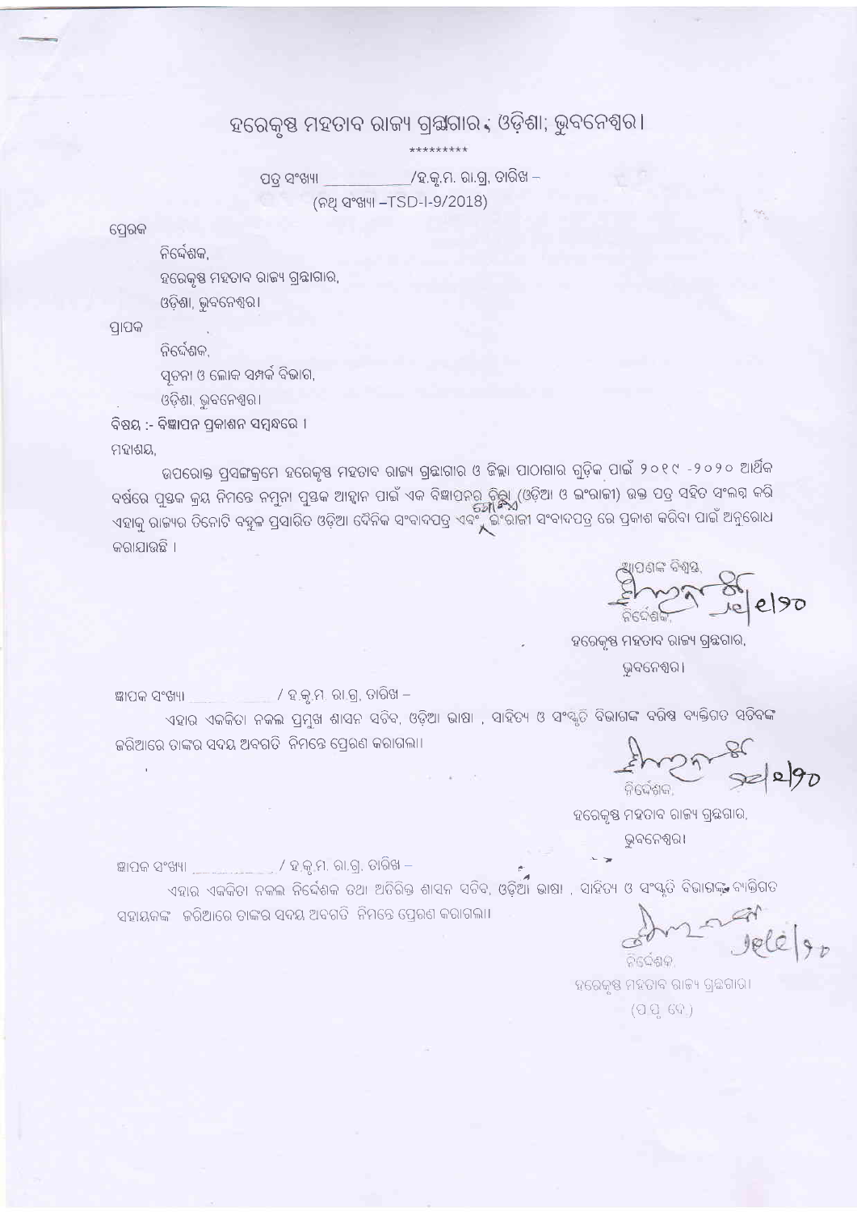# ହରେକୃଷ୍ଣ ମହତାବ ରାଜ୍ୟ ଗ୍ରନ୍ଥାଗାର, ଓଡ଼ିଶା; ଭୁବନେଶ୍ୱର।

*********

ପତ୍ର ସଂଖ୍ୟା ___________/ହ.କୃ.ମ. ରା.ଗ୍ର, ତାରିଖ –
(ନଥି ସଂଖ୍ୟା –TSD-I-9/2018)

ପ୍ରେରକ

ନିର୍ଦ୍ଦେଶକ,
ହରେକୃଷ୍ଣ ମହତାବ ରାଜ୍ୟ ଗ୍ରନ୍ଥାଗାର,
ଓଡ଼ିଶା, ଭୁବନେଶ୍ୱର।

ପ୍ରାପକ

ନିର୍ଦ୍ଦେଶକ,
ସୂଚନା ଓ ଲୋକ ସମ୍ପର୍କ ବିଭାଗ,
ଓଡ଼ିଶା, ଭୁବନେଶ୍ୱର।

**ବିଷୟ :- ବିଜ୍ଞାପନ ପ୍ରକାଶନ ସମ୍ବନ୍ଧରେ ।**

ମହାଶୟ,

ଉପରୋକ୍ତ ପ୍ରସଙ୍ଗକ୍ରମେ ହରେକୃଷ୍ଣ ମହତାବ ରାଜ୍ୟ ଗ୍ରନ୍ଥାଗାର ଓ ଜିଲ୍ଲା ପାଠାଗାର ଗୁଡ଼ିକ ପାଇଁ ୨୦୧୯ -୨୦୨୦ ଆର୍ଥିକ ବର୍ଷରେ ପୁସ୍ତକ କ୍ରୟ ନିମନ୍ତେ ନମୁନା ପୁସ୍ତକ ଆହ୍ୱାନ ପାଇଁ ଏକ ବିଜ୍ଞାପନର ଚିଠା (ଓଡ଼ିଆ ଓ ଇଂରାଜୀ) ଉକ୍ତ ପତ୍ର ସହିତ ସଂଲଗ୍ନ କରି ଏହାକୁ ରାଜ୍ୟର ତିନୋଟି ବହୁଳ ପ୍ରସାରିତ ଓଡ଼ିଆ ଦୈନିକ ସଂବାଦପତ୍ର ଏବଂ ଗୋଟିଏ ଇଂରାଜୀ ସଂବାଦପତ୍ର ରେ ପ୍ରକାଶ କରିବା ପାଇଁ ଅନୁରୋଧ କରାଯାଉଛି ।

ଆପଣଙ୍କ ବିଶ୍ୱସ୍ତ,
(ସ୍ୱାକ୍ଷର) /୨୦
ନିର୍ଦ୍ଦେଶକ,
ହରେକୃଷ୍ଣ ମହତାବ ରାଜ୍ୟ ଗ୍ରନ୍ଥାଗାର,
ଭୁବନେଶ୍ୱର।

ଜ୍ଞାପକ ସଂଖ୍ୟା __________/ ହ.କୃ.ମ. ରା.ଗ୍ର. ତାରିଖ –

ଏହାର ଏକକିତା ନକଲ ପ୍ରମୁଖ ଶାସନ ସଚିବ, ଓଡ଼ିଆ ଭାଷା , ସାହିତ୍ୟ ଓ ସଂସ୍କୃତି ବିଭାଗଙ୍କ ବରିଷ୍ଠ ବ୍ୟକ୍ତିଗତ ସଚିବଙ୍କ ଜରିଆରେ ତାଙ୍କର ସଦୟ ଅବଗତି ନିମନ୍ତେ ପ୍ରେରଣ କରାଗଲା।

(ସ୍ୱାକ୍ଷର) /୨୦
ନିର୍ଦ୍ଦେଶକ,
ହରେକୃଷ୍ଣ ମହତାବ ରାଜ୍ୟ ଗ୍ରନ୍ଥାଗାର,
ଭୁବନେଶ୍ୱର।

ଜ୍ଞାପକ ସଂଖ୍ୟା __________/ ହ.କୃ.ମ. ରା.ଗ୍ର. ତାରିଖ –

ଏହାର ଏକକିତା ନକଲ ନିର୍ଦ୍ଦେଶକ ତଥା ଅତିରିକ୍ତ ଶାସନ ସଚିବ, ଓଡ଼ିଆ ଭାଷା , ସାହିତ୍ୟ ଓ ସଂସ୍କୃତି ବିଭାଗଙ୍କ ବ୍ୟକ୍ତିଗତ ସହାୟକଙ୍କ ଜରିଆରେ ତାଙ୍କର ସଦୟ ଅବଗତି ନିମନ୍ତେ ପ୍ରେରଣ କରାଗଲା।

(ସ୍ୱାକ୍ଷର) /୨୦
ନିର୍ଦ୍ଦେଶକ,
ହରେକୃଷ୍ଣ ମହତାବ ରାଜ୍ୟ ଗ୍ରନ୍ଥାଗାର।
(ପପୃ ଦେ)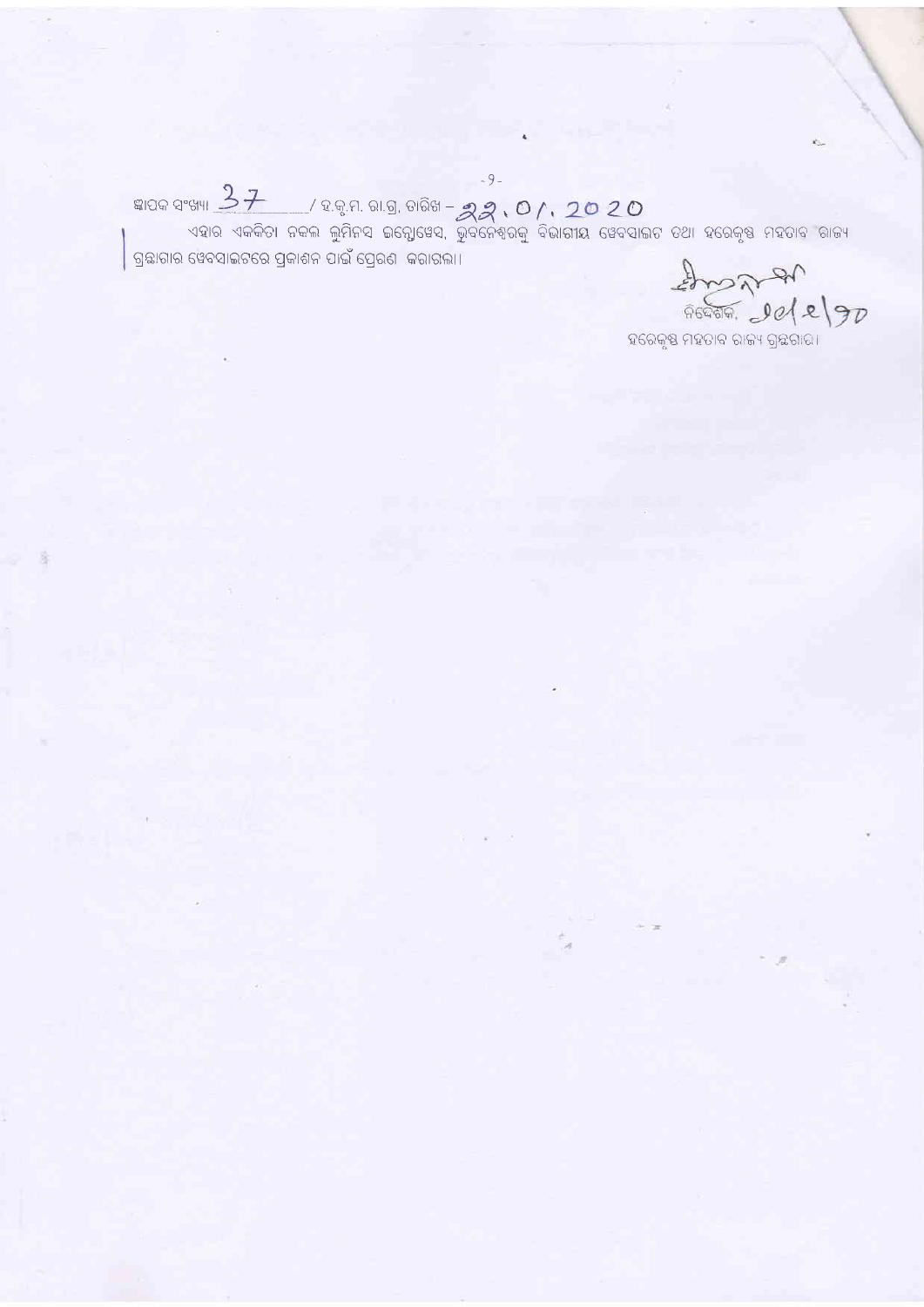ଜ୍ଞାପକ ସଂଖ୍ୟା 37 / ହ.କୃ.ମ. ରା.ଗ୍ର, ତାରିଖ – 22.01.2020

ଏହାର ଏକକିତା ନକଲ ଲୁମିନସ ଇନ୍ଫୋୱେସ, ଭୁବନେଶ୍ୱରକୁ ବିଭାଗୀୟ ୱେବସାଇଟ ତଥା ହରେକୃଷ୍ଣ ମହତାବ ରାଜ୍ୟ ଗ୍ରନ୍ଥାଗାର ୱେବସାଇଟରେ ପ୍ରକାଶନ ପାଇଁ ପ୍ରେରଣ କରାଗଲା।

ନିର୍ଦ୍ଦେଶକ, 22/1/20

ହରେକୃଷ୍ଣ ମହତାବ ରାଜ୍ୟ ଗ୍ରନ୍ଥାଗାର।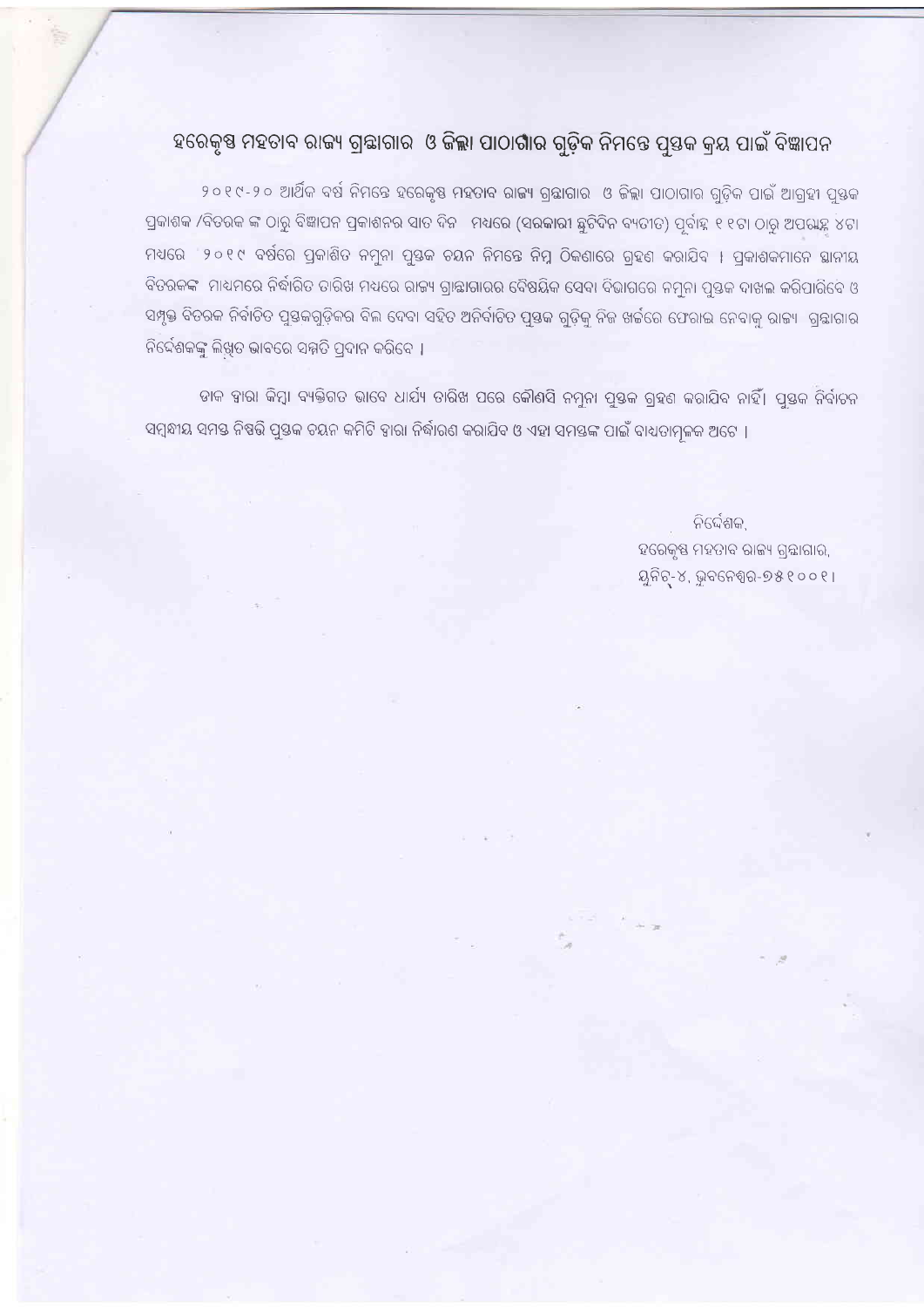# ହରେକୃଷ୍ଣ ମହତାବ ରାଜ୍ୟ ଗ୍ରନ୍ଥାଗାର ଓ ଜିଲ୍ଲା ପାଠାଗାର ଗୁଡ଼ିକ ନିମନ୍ତେ ପୁସ୍ତକ କ୍ରୟ ପାଇଁ ବିଜ୍ଞାପନ

୨୦୧୯-୨୦ ଆର୍ଥିକ ବର୍ଷ ନିମନ୍ତେ ହରେକୃଷ୍ଣ ମହତାବ ରାଜ୍ୟ ଗ୍ରନ୍ଥାଗାର ଓ ଜିଲ୍ଲା ପାଠାଗାର ଗୁଡ଼ିକ ପାଇଁ ଆଗ୍ରହୀ ପୁସ୍ତକ ପ୍ରକାଶକ /ବିତରକ ଙ୍କ ଠାରୁ ବିଜ୍ଞାପନ ପ୍ରକାଶନର ସାତ ଦିନ ମଧ୍ୟରେ (ସରକାରୀ ଛୁଟିଦିନ ବ୍ୟତୀତ) ପୂର୍ବାହ୍ନ ୧୧ଟା ଠାରୁ ଅପରାହ୍ଣ ୪ଟା ମଧ୍ୟରେ ୨୦୧୯ ବର୍ଷରେ ପ୍ରକାଶିତ ନମୁନା ପୁସ୍ତକ ଚୟନ ନିମନ୍ତେ ନିମ୍ନ ଠିକଣାରେ ଗ୍ରହଣ କରାଯିବ । ପ୍ରକାଶକମାନେ ସ୍ଥାନୀୟ ବିତରକଙ୍କ ମାଧ୍ୟମରେ ନିର୍ଦ୍ଧାରିତ ତାରିଖ ମଧ୍ୟରେ ରାଜ୍ୟ ଗ୍ରାନ୍ଥାଗାରର ବୈଷୟିକ ସେବା ବିଭାଗରେ ନମୁନା ପୁସ୍ତକ ଦାଖଲ କରିପାରିବେ ଓ ସମ୍ପୃକ୍ତ ବିତରକ ନିର୍ବାଚିତ ପୁସ୍ତକଗୁଡ଼ିକର ବିଲ ଦେବା ସହିତ ଅନିର୍ବାଚିତ ପୁସ୍ତକ ଗୁଡ଼ିକୁ ନିଜ ଖର୍ଚ୍ଚରେ ଫେରାଇ ନେବାକୁ ରାଜ୍ୟ ଗ୍ରନ୍ଥାଗାର ନିର୍ଦ୍ଦେଶକଙ୍କୁ ଲିଖିତ ଭାବରେ ସମ୍ମତି ପ୍ରଦାନ କରିବେ ।

ଡାକ ଦ୍ୱାରା କିମ୍ବା ବ୍ୟକ୍ତିଗତ ଭାବେ ଧାର୍ଯ୍ୟ ତାରିଖ ପରେ କୌଣସି ନମୁନା ପୁସ୍ତକ ଗ୍ରହଣ କରାଯିବ ନାହିଁ। ପୁସ୍ତକ ନିର୍ବାଚନ ସମ୍ବନ୍ଧୀୟ ସମସ୍ତ ନିଷ୍ପତ୍ତି ପୁସ୍ତକ ଚୟନ କମିଟି ଦ୍ୱାରା ନିର୍ଦ୍ଧାରଣ କରାଯିବ ଓ ଏହା ସମସ୍ତଙ୍କ ପାଇଁ ବାଧ୍ୟତାମୂଳକ ଅଟେ ।

ନିର୍ଦ୍ଦେଶକ,  
ହରେକୃଷ୍ଣ ମହତାବ ରାଜ୍ୟ ଗ୍ରନ୍ଥାଗାର,  
ୟୁନିଟ୍-୪, ଭୁବନେଶ୍ୱର-୭୫୧୦୦୧।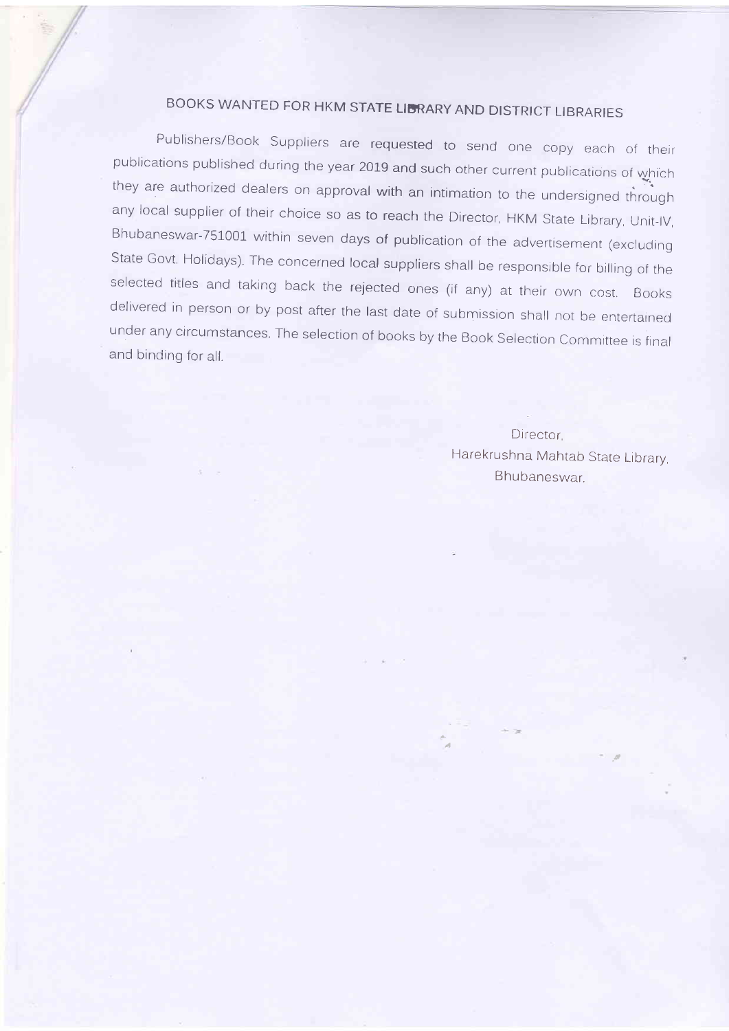# BOOKS WANTED FOR HKM STATE LIBRARY AND DISTRICT LIBRARIES

Publishers/Book Suppliers are requested to send one copy each of their publications published during the year 2019 and such other current publications of which they are authorized dealers on approval with an intimation to the undersigned through any local supplier of their choice so as to reach the Director, HKM State Library, Unit-IV, Bhubaneswar-751001 within seven days of publication of the advertisement (excluding State Govt. Holidays). The concerned local suppliers shall be responsible for billing of the selected titles and taking back the rejected ones (if any) at their own cost. Books delivered in person or by post after the last date of submission shall not be entertained under any circumstances. The selection of books by the Book Selection Committee is final and binding for all.

Director,
Harekrushna Mahtab State Library,
Bhubaneswar.